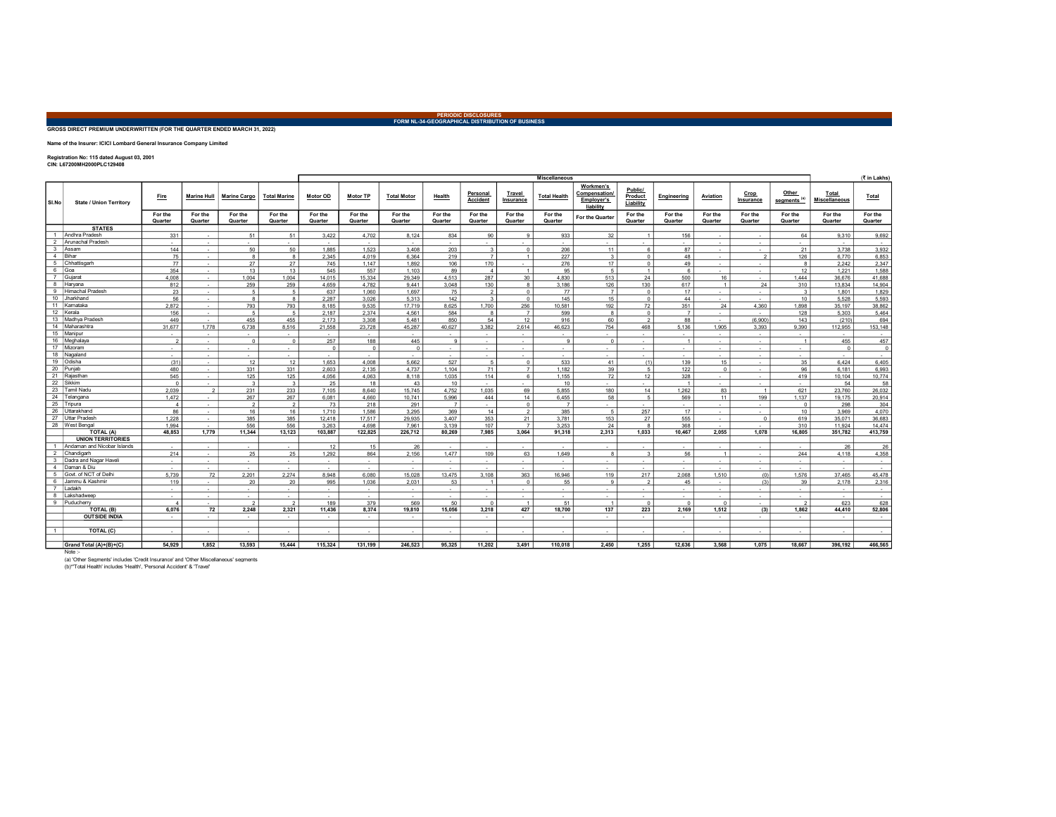PERIODIC DISCLOSURES

FORM NL-34-GEOGRAPHICAL DISTRIBUTION OF BUSINESS

**GROSS DIRECT PREMIUM UNDERWRITTEN (FOR THE QUARTER ENDED MARCH 31, 2022)**

**Name of the Insurer: ICICI Lombard General Insurance Company Limited**

**Registration No: 115 dated August 03, 2001**
**CIN: L67200MH2000PLC129408**

(₹ in Lakhs)

| Sl.No | State / Union Territory | Fire | Marine Hull | Marine Cargo | Total Marine | Miscellaneous | | | | | | | | | | | | | | | Total |
|---|---|---|---|---|---|---|---|---|---|---|---|---|---|---|---|---|---|---|---|---|---|
| | | | | | | Motor OD | Motor TP | Total Motor | Health | Personal Accident | Travel Insurance | Total Health | Workmen's Compensation/ Employer's liability | Public/ Product Liability | Engineering | Aviation | Crop Insurance | Other segments [a] | Total Miscellaneous | |
| | | For the Quarter | For the Quarter | For the Quarter | For the Quarter | For the Quarter | For the Quarter | For the Quarter | For the Quarter | For the Quarter | For the Quarter | For the Quarter | For the Quarter | For the Quarter | For the Quarter | For the Quarter | For the Quarter | For the Quarter | For the Quarter | For the Quarter |
| | **STATES** | | | | | | | | | | | | | | | | | | | |
| 1 | Andhra Pradesh | 331 | - | 51 | 51 | 3,422 | 4,702 | 8,124 | 834 | 90 | 9 | 933 | 32 | 1 | 156 | - | - | 64 | 9,310 | 9,692 |
| 2 | Arunachal Pradesh | - | - | - | - | - | - | - | - | - | - | - | - | - | - | - | - | - | - | - |
| 3 | Assam | 144 | - | 50 | 50 | 1,885 | 1,523 | 3,408 | 203 | 3 | 0 | 206 | 11 | 6 | 87 | - | - | 21 | 3,738 | 3,932 |
| 4 | Bihar | 75 | - | 8 | 8 | 2,345 | 4,019 | 6,364 | 219 | 7 | 1 | 227 | 3 | 0 | 48 | - | 2 | 126 | 6,770 | 6,853 |
| 5 | Chhattisgarh | 77 | - | 27 | 27 | 745 | 1,147 | 1,892 | 106 | 170 | - | 276 | 17 | 0 | 49 | - | - | 8 | 2,242 | 2,347 |
| 6 | Goa | 354 | - | 13 | 13 | 545 | 557 | 1,103 | 89 | 4 | 1 | 95 | 5 | 1 | 6 | - | - | 12 | 1,221 | 1,588 |
| 7 | Gujarat | 4,008 | - | 1,004 | 1,004 | 14,015 | 15,334 | 29,349 | 4,513 | 287 | 30 | 4,830 | 513 | 24 | 500 | 16 | - | 1,444 | 36,676 | 41,688 |
| 8 | Haryana | 812 | - | 259 | 259 | 4,659 | 4,782 | 9,441 | 3,048 | 130 | 8 | 3,186 | 126 | 130 | 617 | 1 | 24 | 310 | 13,834 | 14,904 |
| 9 | Himachal Pradesh | 23 | - | 5 | 5 | 637 | 1,060 | 1,697 | 75 | 2 | 0 | 77 | 7 | 0 | 17 | - | - | 3 | 1,801 | 1,829 |
| 10 | Jharkhand | 56 | - | 8 | 8 | 2,287 | 3,026 | 5,313 | 142 | 3 | 0 | 145 | 15 | 0 | 44 | - | - | 10 | 5,528 | 5,593 |
| 11 | Karnataka | 2,872 | - | 793 | 793 | 8,185 | 9,535 | 17,719 | 8,625 | 1,700 | 256 | 10,581 | 192 | 72 | 351 | 24 | 4,360 | 1,898 | 35,197 | 38,862 |
| 12 | Kerala | 156 | - | 5 | 5 | 2,187 | 2,374 | 4,561 | 584 | 8 | 7 | 599 | 8 | 0 | 7 | - | - | 128 | 5,303 | 5,464 |
| 13 | Madhya Pradesh | 449 | - | 455 | 455 | 2,173 | 3,308 | 5,481 | 850 | 54 | 12 | 916 | 60 | 2 | 88 | - | (6,900) | 143 | (210) | 694 |
| 14 | Maharashtra | 31,677 | 1,778 | 6,738 | 8,516 | 21,558 | 23,728 | 45,287 | 40,627 | 3,382 | 2,614 | 46,623 | 754 | 468 | 5,136 | 1,905 | 3,393 | 9,390 | 112,955 | 153,148 |
| 15 | Manipur | - | - | - | - | - | - | - | - | - | - | - | - | - | - | - | - | - | - | - |
| 16 | Meghalaya | 2 | - | 0 | 0 | 257 | 188 | 445 | 9 | - | - | 9 | 0 | - | 1 | - | - | 1 | 455 | 457 |
| 17 | Mizoram | - | - | - | - | 0 | 0 | 0 | - | - | - | - | - | - | - | - | - | - | 0 | 0 |
| 18 | Nagaland | - | - | - | - | - | - | - | - | - | - | - | - | - | - | - | - | - | - | - |
| 19 | Odisha | (31) | - | 12 | 12 | 1,653 | 4,008 | 5,662 | 527 | 5 | 0 | 533 | 41 | (1) | 139 | 15 | - | 35 | 6,424 | 6,405 |
| 20 | Punjab | 480 | - | 331 | 331 | 2,603 | 2,135 | 4,737 | 1,104 | 71 | 7 | 1,182 | 39 | 5 | 122 | 0 | - | 96 | 6,181 | 6,993 |
| 21 | Rajasthan | 545 | - | 125 | 125 | 4,056 | 4,063 | 8,118 | 1,035 | 114 | 6 | 1,155 | 72 | 12 | 328 | - | - | 419 | 10,104 | 10,774 |
| 22 | Sikkim | 0 | - | 3 | 3 | 25 | 18 | 43 | 10 | - | - | 10 | - | - | 1 | - | - | - | 54 | 58 |
| 23 | Tamil Nadu | 2,039 | 2 | 231 | 233 | 7,105 | 8,640 | 15,745 | 4,752 | 1,035 | 69 | 5,855 | 180 | 14 | 1,262 | 83 | 1 | 621 | 23,760 | 26,032 |
| 24 | Telangana | 1,472 | - | 267 | 267 | 6,081 | 4,660 | 10,741 | 5,996 | 444 | 14 | 6,455 | 58 | 5 | 569 | 11 | 199 | 1,137 | 19,175 | 20,914 |
| 25 | Tripura | 4 | - | 2 | 2 | 73 | 218 | 291 | 7 | - | 0 | 7 | - | - | - | - | - | 0 | 298 | 304 |
| 26 | Uttarakhand | 86 | - | 16 | 16 | 1,710 | 1,586 | 3,295 | 369 | 14 | 2 | 385 | 5 | 257 | 17 | - | - | 10 | 3,969 | 4,070 |
| 27 | Uttar Pradesh | 1,228 | - | 385 | 385 | 12,418 | 17,517 | 29,935 | 3,407 | 353 | 21 | 3,781 | 153 | 27 | 555 | - | 0 | 619 | 35,071 | 36,683 |
| 28 | West Bengal | 1,994 | - | 556 | 556 | 3,263 | 4,698 | 7,961 | 3,139 | 107 | 7 | 3,253 | 24 | 8 | 368 | - | - | 310 | 11,924 | 14,474 |
| | **TOTAL (A)** | **48,853** | **1,779** | **11,344** | **13,123** | **103,887** | **122,825** | **226,712** | **80,269** | **7,985** | **3,064** | **91,318** | **2,313** | **1,033** | **10,467** | **2,055** | **1,078** | **16,805** | **351,782** | **413,759** |
| | **UNION TERRITORIES** | | | | | | | | | | | | | | | | | | | |
| 1 | Andaman and Nicobar Islands | - | - | - | - | 12 | 15 | 26 | - | - | - | - | - | - | - | - | - | - | 26 | 26 |
| 2 | Chandigarh | 214 | - | 25 | 25 | 1,292 | 864 | 2,156 | 1,477 | 109 | 63 | 1,649 | 8 | 3 | 56 | 1 | - | 244 | 4,118 | 4,358 |
| 3 | Dadra and Nagar Haveli | - | - | - | - | - | - | - | - | - | - | - | - | - | - | - | - | - | - | - |
| 4 | Daman & Diu | - | - | - | - | - | - | - | - | - | - | - | - | - | - | - | - | - | - | - |
| 5 | Govt. of NCT of Delhi | 5,739 | 72 | 2,201 | 2,274 | 8,948 | 6,080 | 15,028 | 13,475 | 3,108 | 363 | 16,946 | 119 | 217 | 2,068 | 1,510 | (0) | 1,576 | 37,465 | 45,478 |
| 6 | Jammu & Kashmir | 119 | - | 20 | 20 | 995 | 1,036 | 2,031 | 53 | 1 | 0 | 55 | 9 | 2 | 45 | - | (3) | 39 | 2,178 | 2,316 |
| 7 | Ladakh | - | - | - | - | - | - | - | - | - | - | - | - | - | - | - | - | - | - | - |
| 8 | Lakshadweep | - | - | - | - | - | - | - | - | - | - | - | - | - | - | - | - | - | - | - |
| 9 | Puducherry | 4 | - | 2 | 2 | 189 | 379 | 569 | 50 | 0 | 1 | 51 | 1 | 0 | 0 | 0 | - | 2 | 623 | 628 |
| | **TOTAL (B)** | **6,076** | **72** | **2,248** | **2,321** | **11,436** | **8,374** | **19,810** | **15,056** | **3,218** | **427** | **18,700** | **137** | **223** | **2,169** | **1,512** | **(3)** | **1,862** | **44,410** | **52,806** |
| | **OUTSIDE INDIA** | - | - | - | - | - | - | - | - | - | - | - | - | - | - | - | - | - | - | - |
| 1 | **TOTAL (C)** | - | - | - | - | - | - | - | - | - | - | - | - | - | - | - | - | - | - | - |
| | **Grand Total (A)+(B)+(C)** | **54,929** | **1,852** | **13,593** | **15,444** | **115,324** | **131,199** | **246,523** | **95,325** | **11,202** | **3,491** | **110,018** | **2,450** | **1,255** | **12,636** | **3,568** | **1,075** | **18,667** | **396,192** | **466,565** |

Note :-

(a) 'Other Segments' includes 'Credit Insurance' and 'Other Miscellaneous' segments

(b)*'Total Health' includes 'Health', 'Personal Accident' & 'Travel'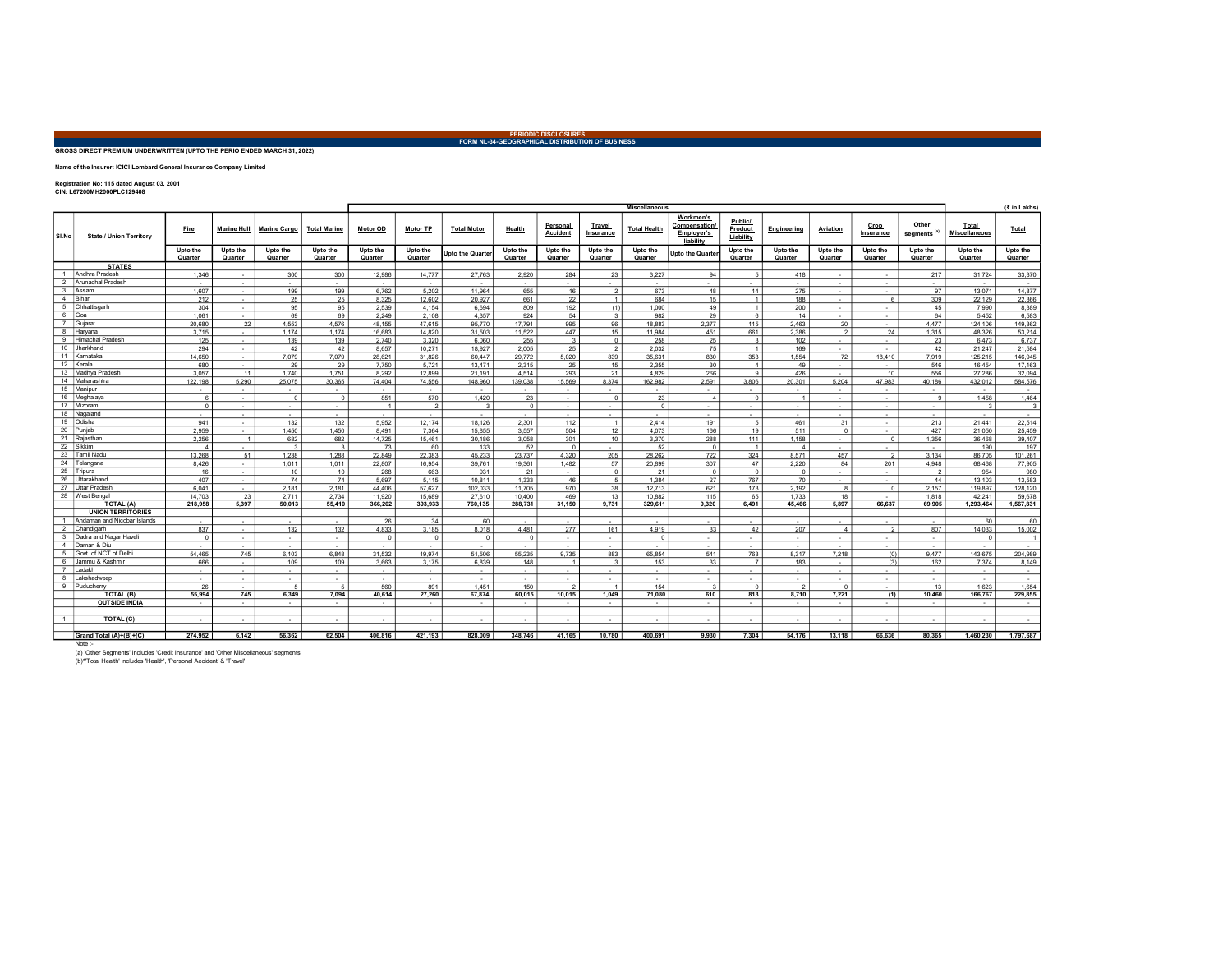**PERIODIC DISCLOSURES**

**FORM NL-34-GEOGRAPHICAL DISTRIBUTION OF BUSINESS**

**GROSS DIRECT PREMIUM UNDERWRITTEN (UPTO THE PERIO ENDED MARCH 31, 2022)**

**Name of the Insurer: ICICI Lombard General Insurance Company Limited**

**Registration No: 115 dated August 03, 2001**
**CIN: L67200MH2000PLC129408**

(₹ in Lakhs)

| Sl.No | State / Union Territory | Fire | Marine Hull | Marine Cargo | Total Marine | Miscellaneous | | | | | | | | | | | | | | | | Total |
|---|---|---|---|---|---|---|---|---|---|---|---|---|---|---|---|---|---|---|---|---|---|---|
| | | | | | | Motor OD | Motor TP | Total Motor | Health | Personal Accident | Travel Insurance | Total Health | Workmen's Compensation/ Employer's liability | Public/ Product Liability | Engineering | Aviation | Crop Insurance | Other segments (a) | Total Miscellaneous | |
| | | Upto the Quarter | Upto the Quarter | Upto the Quarter | Upto the Quarter | Upto the Quarter | Upto the Quarter | Upto the Quarter | Upto the Quarter | Upto the Quarter | Upto the Quarter | Upto the Quarter | Upto the Quarter | Upto the Quarter | Upto the Quarter | Upto the Quarter | Upto the Quarter | Upto the Quarter | Upto the Quarter | Upto the Quarter |
| | **STATES** | | | | | | | | | | | | | | | | | | | |
| 1 | Andhra Pradesh | 1,346 | - | 300 | 300 | 12,986 | 14,777 | 27,763 | 2,920 | 284 | 23 | 3,227 | 94 | 5 | 418 | - | - | 217 | 31,724 | 33,370 |
| 2 | Arunachal Pradesh | - | - | - | - | - | - | - | - | - | - | - | - | - | - | - | - | - | - | - |
| 3 | Assam | 1,607 | - | 199 | 199 | 6,762 | 5,202 | 11,964 | 655 | 16 | 2 | 673 | 48 | 14 | 275 | - | - | 97 | 13,071 | 14,877 |
| 4 | Bihar | 212 | - | 25 | 25 | 8,325 | 12,602 | 20,927 | 661 | 22 | 1 | 684 | 15 | 1 | 188 | - | 6 | 309 | 22,129 | 22,366 |
| 5 | Chhattisgarh | 304 | - | 95 | 95 | 2,539 | 4,154 | 6,694 | 809 | 192 | (1) | 1,000 | 49 | 1 | 200 | - | - | 45 | 7,990 | 8,389 |
| 6 | Goa | 1,061 | - | 69 | 69 | 2,249 | 2,108 | 4,357 | 924 | 54 | 3 | 982 | 29 | 6 | 14 | - | - | 64 | 5,452 | 6,583 |
| 7 | Gujarat | 20,680 | 22 | 4,553 | 4,576 | 48,155 | 47,615 | 95,770 | 17,791 | 995 | 96 | 18,883 | 2,377 | 115 | 2,463 | 20 | - | 4,477 | 124,106 | 149,362 |
| 8 | Haryana | 3,715 | - | 1,174 | 1,174 | 16,683 | 14,820 | 31,503 | 11,522 | 447 | 15 | 11,984 | 451 | 661 | 2,386 | 2 | 24 | 1,315 | 48,326 | 53,214 |
| 9 | Himachal Pradesh | 125 | - | 139 | 139 | 2,740 | 3,320 | 6,060 | 255 | 3 | 0 | 258 | 25 | 3 | 102 | - | - | 23 | 6,473 | 6,737 |
| 10 | Jharkhand | 294 | - | 42 | 42 | 8,657 | 10,271 | 18,927 | 2,005 | 25 | 2 | 2,032 | 75 | 1 | 169 | - | - | 42 | 21,247 | 21,584 |
| 11 | Karnataka | 14,650 | - | 7,079 | 7,079 | 28,621 | 31,826 | 60,447 | 29,772 | 5,020 | 839 | 35,631 | 830 | 353 | 1,554 | 72 | 18,410 | 7,919 | 125,215 | 146,945 |
| 12 | Kerala | 680 | - | 29 | 29 | 7,750 | 5,721 | 13,471 | 2,315 | 25 | 15 | 2,355 | 30 | 4 | 49 | - | - | 546 | 16,454 | 17,163 |
| 13 | Madhya Pradesh | 3,057 | 11 | 1,740 | 1,751 | 8,292 | 12,899 | 21,191 | 4,514 | 293 | 21 | 4,829 | 266 | 9 | 426 | - | 10 | 556 | 27,286 | 32,094 |
| 14 | Maharashtra | 122,198 | 5,290 | 25,075 | 30,365 | 74,404 | 74,556 | 148,960 | 139,038 | 15,569 | 8,374 | 162,982 | 2,591 | 3,806 | 20,301 | 5,204 | 47,983 | 40,186 | 432,012 | 584,576 |
| 15 | Manipur | - | - | - | - | - | - | - | - | - | - | - | - | - | - | - | - | - | - | - |
| 16 | Meghalaya | 6 | - | 0 | 0 | 851 | 570 | 1,420 | 23 | - | 0 | 23 | 4 | 0 | 1 | - | - | 9 | 1,458 | 1,464 |
| 17 | Mizoram | 0 | - | - | - | 1 | 2 | 3 | 0 | - | - | 0 | - | - | - | - | - | - | 3 | 3 |
| 18 | Nagaland | - | - | - | - | - | - | - | - | - | - | - | - | - | - | - | - | - | - | - |
| 19 | Odisha | 941 | - | 132 | 132 | 5,952 | 12,174 | 18,126 | 2,301 | 112 | 1 | 2,414 | 191 | 5 | 461 | 31 | - | 213 | 21,441 | 22,514 |
| 20 | Punjab | 2,959 | - | 1,450 | 1,450 | 8,491 | 7,364 | 15,855 | 3,557 | 504 | 12 | 4,073 | 166 | 19 | 511 | 0 | - | 427 | 21,050 | 25,459 |
| 21 | Rajasthan | 2,256 | 1 | 682 | 682 | 14,725 | 15,461 | 30,186 | 3,058 | 301 | 10 | 3,370 | 288 | 111 | 1,158 | - | 0 | 1,356 | 36,468 | 39,407 |
| 22 | Sikkim | 4 | - | 3 | 3 | 73 | 60 | 133 | 52 | 0 | - | 52 | 0 | 1 | 4 | - | - | - | 190 | 197 |
| 23 | Tamil Nadu | 13,268 | 51 | 1,238 | 1,288 | 22,849 | 22,383 | 45,233 | 23,737 | 4,320 | 205 | 28,262 | 722 | 324 | 8,571 | 457 | 2 | 3,134 | 86,705 | 101,261 |
| 24 | Telangana | 8,426 | - | 1,011 | 1,011 | 22,807 | 16,954 | 39,761 | 19,361 | 1,482 | 57 | 20,899 | 307 | 47 | 2,220 | 84 | 201 | 4,948 | 68,468 | 77,905 |
| 25 | Tripura | 16 | - | 10 | 10 | 268 | 663 | 931 | 21 | - | - | 21 | 0 | - | 0 | - | - | 2 | 954 | 980 |
| 26 | Uttarakhand | 407 | - | 74 | 74 | 5,697 | 5,115 | 10,811 | 1,333 | 46 | 5 | 1,384 | 27 | 767 | 70 | - | - | 44 | 13,103 | 13,583 |
| 27 | Uttar Pradesh | 6,041 | - | 2,181 | 2,181 | 44,406 | 57,627 | 102,033 | 11,705 | 970 | 38 | 12,713 | 621 | 173 | 2,192 | 8 | 0 | 2,157 | 119,897 | 128,120 |
| 28 | West Bengal | 14,703 | 23 | 2,711 | 2,734 | 11,920 | 15,689 | 27,610 | 10,400 | 469 | 13 | 10,882 | 115 | 65 | 1,733 | 18 | - | 1,818 | 42,241 | 59,678 |
| | **TOTAL (A)** | **218,958** | **5,397** | **50,013** | **55,410** | **366,202** | **393,933** | **760,135** | **288,731** | **31,150** | **9,731** | **329,611** | **9,320** | **6,491** | **45,466** | **5,897** | **66,637** | **69,905** | **1,293,464** | **1,567,831** |
| | **UNION TERRITORIES** | | | | | | | | | | | | | | | | | | | |
| 1 | Andaman and Nicobar Islands | - | - | - | - | 26 | 34 | 60 | - | - | - | - | - | - | - | - | - | - | 60 | 60 |
| 2 | Chandigarh | 837 | - | 132 | 132 | 4,833 | 3,185 | 8,018 | 4,481 | 277 | 161 | 4,919 | 33 | 42 | 207 | 4 | 2 | 807 | 14,033 | 15,002 |
| 3 | Dadra and Nagar Haveli | 0 | - | - | - | 0 | 0 | 0 | 0 | - | - | 0 | - | - | - | - | - | - | 0 | 1 |
| 4 | Daman & Diu | - | - | - | - | - | - | - | - | - | - | - | - | - | - | - | - | - | - | - |
| 5 | Govt. of NCT of Delhi | 54,465 | 745 | 6,103 | 6,848 | 31,532 | 19,974 | 51,506 | 55,235 | 9,735 | 883 | 65,854 | 541 | 763 | 8,317 | 7,218 | (0) | 9,477 | 143,675 | 204,989 |
| 6 | Jammu & Kashmir | 666 | - | 109 | 109 | 3,663 | 3,175 | 6,839 | 148 | 1 | 3 | 153 | 33 | 7 | 183 | - | (3) | 162 | 7,374 | 8,149 |
| 7 | Ladakh | - | - | - | - | - | - | - | - | - | - | - | - | - | - | - | - | - | - | - |
| 8 | Lakshadweep | - | - | - | - | - | - | - | - | - | - | - | - | - | - | - | - | - | - | - |
| 9 | Puducherry | 26 | - | 5 | 5 | 560 | 891 | 1,451 | 150 | 2 | 1 | 154 | 3 | 0 | 2 | 0 | - | 13 | 1,623 | 1,654 |
| | **TOTAL (B)** | **55,994** | **745** | **6,349** | **7,094** | **40,614** | **27,260** | **67,874** | **60,015** | **10,015** | **1,049** | **71,080** | **610** | **813** | **8,710** | **7,221** | **(1)** | **10,460** | **166,767** | **229,855** |
| | **OUTSIDE INDIA** | - | - | - | - | - | - | - | - | - | - | - | - | - | - | - | - | - | - | - |
| 1 | **TOTAL (C)** | - | - | - | - | - | - | - | - | - | - | - | - | - | - | - | - | - | - | - |
| | **Grand Total (A)+(B)+(C)** | **274,952** | **6,142** | **56,362** | **62,504** | **406,816** | **421,193** | **828,009** | **348,746** | **41,165** | **10,780** | **400,691** | **9,930** | **7,304** | **54,176** | **13,118** | **66,636** | **80,365** | **1,460,230** | **1,797,687** |

Note :-

(a) 'Other Segments' includes 'Credit Insurance' and 'Other Miscellaneous' segments

(b)"Total Health' includes 'Health', 'Personal Accident' & 'Travel'